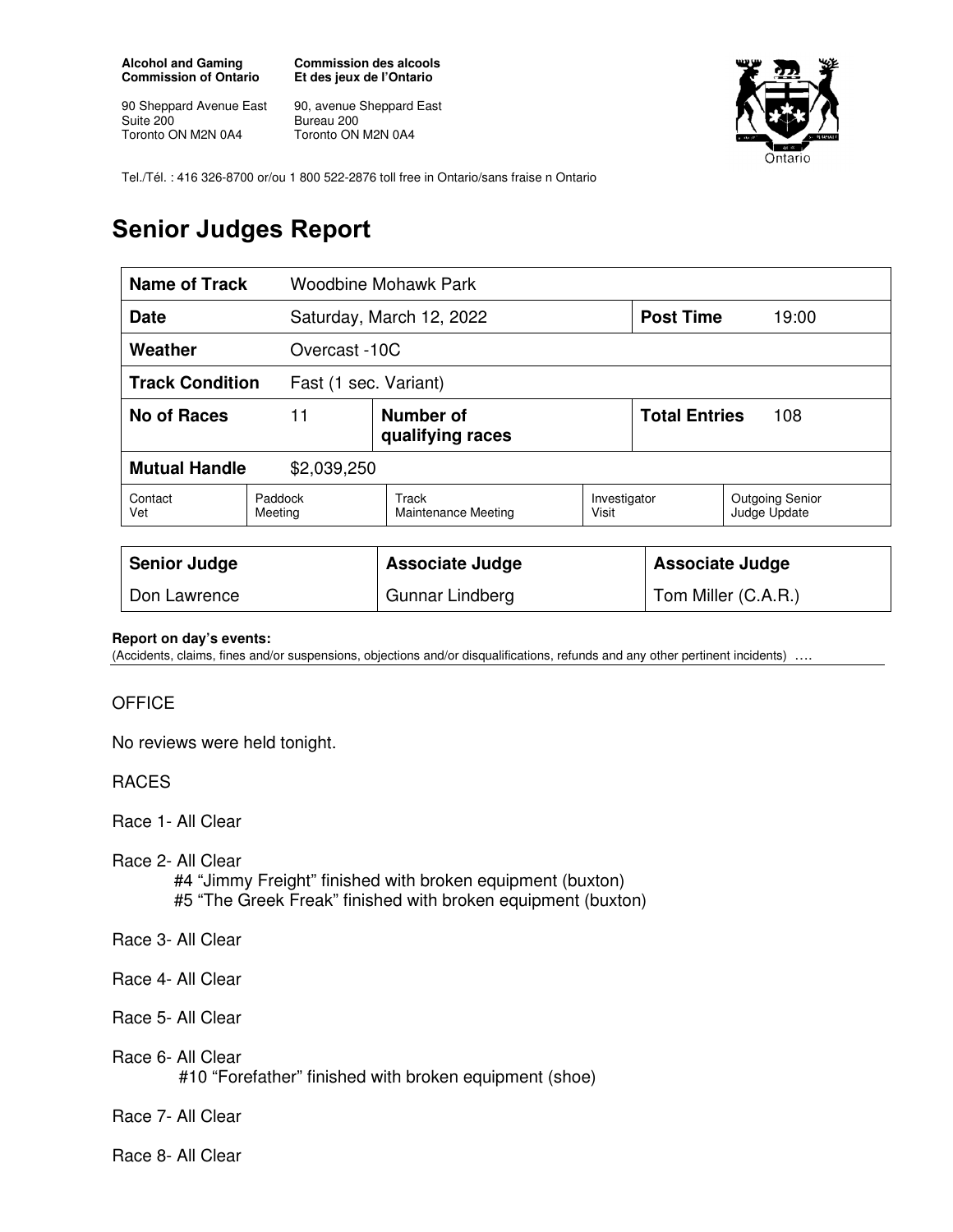**Alcohol and Gaming Commission of Ontario**

90 Sheppard Avenue East
Suite 200
Toronto ON M2N 0A4

**Commission des alcools Et des jeux de l'Ontario**

90, avenue Sheppard East
Bureau 200
Toronto ON M2N 0A4

Tel./Tél. : 416 326-8700 or/ou 1 800 522-2876 toll free in Ontario/sans fraise n Ontario

# Senior Judges Report

| **Name of Track** | Woodbine Mohawk Park | | | | |
|---|---|---|---|---|---|
| **Date** | Saturday, March 12, 2022 | | | **Post Time** | 19:00 |
| **Weather** | Overcast -10C | | | | |
| **Track Condition** | Fast (1 sec. Variant) | | | | |
| **No of Races** | 11 | **Number of qualifying races** | | **Total Entries** | 108 |
| **Mutual Handle** | $2,039,250 | | | | |
| Contact Vet | Paddock Meeting | Track Maintenance Meeting | Investigator Visit | Outgoing Senior Judge Update | |

| **Senior Judge** | **Associate Judge** | **Associate Judge** |
|---|---|---|
| Don Lawrence | Gunnar Lindberg | Tom Miller (C.A.R.) |

**Report on day's events:**
(Accidents, claims, fines and/or suspensions, objections and/or disqualifications, refunds and any other pertinent incidents) ….

OFFICE

No reviews were held tonight.

RACES

Race 1- All Clear

Race 2- All Clear
#4 "Jimmy Freight" finished with broken equipment (buxton)
#5 "The Greek Freak" finished with broken equipment (buxton)

Race 3- All Clear

Race 4- All Clear

Race 5- All Clear

Race 6- All Clear
#10 "Forefather" finished with broken equipment (shoe)

Race 7- All Clear

Race 8- All Clear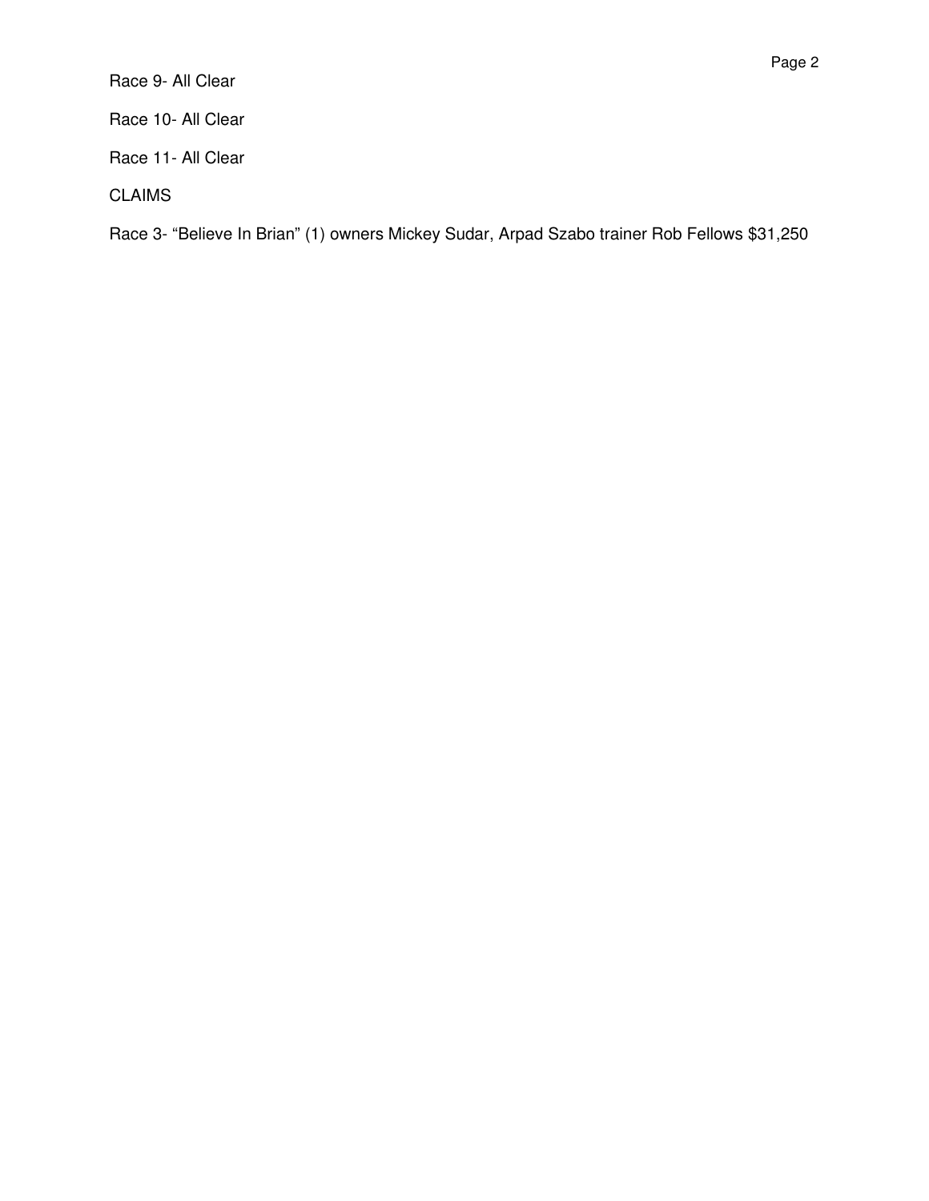Race 9- All Clear

Race 10- All Clear

Race 11- All Clear

CLAIMS

Race 3- “Believe In Brian” (1) owners Mickey Sudar, Arpad Szabo trainer Rob Fellows $31,250